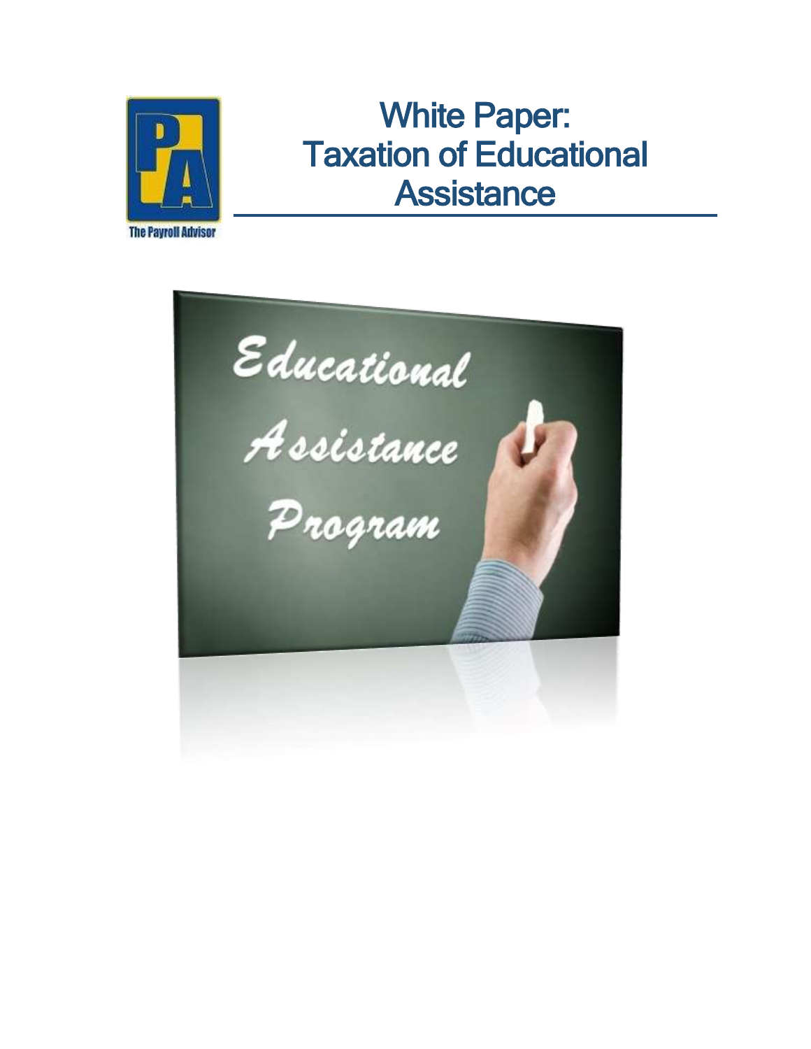# White Paper: Taxation of Educational Assistance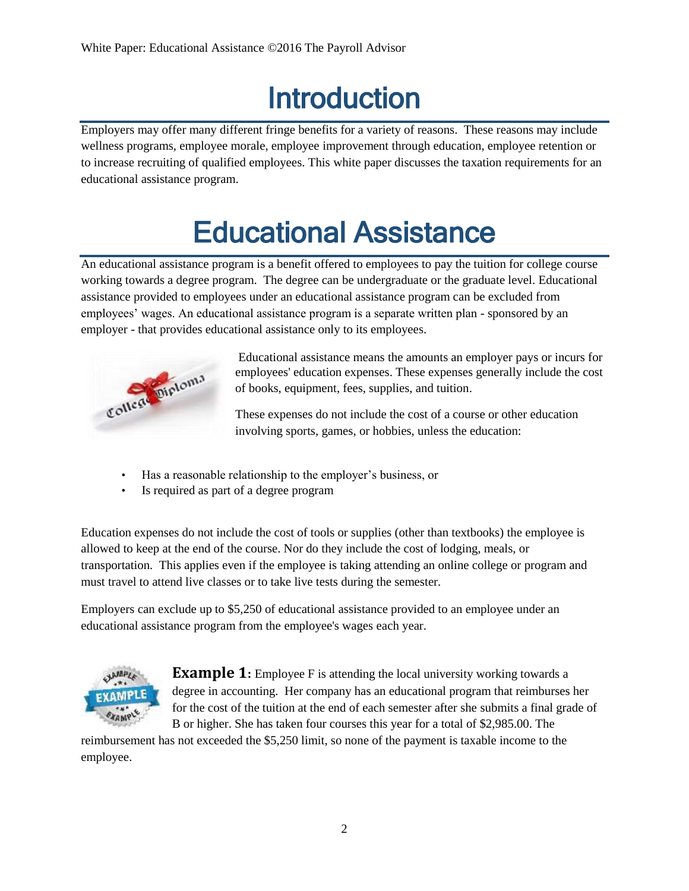# Introduction

Employers may offer many different fringe benefits for a variety of reasons. These reasons may include wellness programs, employee morale, employee improvement through education, employee retention or to increase recruiting of qualified employees. This white paper discusses the taxation requirements for an educational assistance program.

# Educational Assistance

An educational assistance program is a benefit offered to employees to pay the tuition for college course working towards a degree program. The degree can be undergraduate or the graduate level. Educational assistance provided to employees under an educational assistance program can be excluded from employees' wages. An educational assistance program is a separate written plan - sponsored by an employer - that provides educational assistance only to its employees.

Educational assistance means the amounts an employer pays or incurs for employees' education expenses. These expenses generally include the cost of books, equipment, fees, supplies, and tuition.

These expenses do not include the cost of a course or other education involving sports, games, or hobbies, unless the education:

- Has a reasonable relationship to the employer's business, or
- Is required as part of a degree program

Education expenses do not include the cost of tools or supplies (other than textbooks) the employee is allowed to keep at the end of the course. Nor do they include the cost of lodging, meals, or transportation. This applies even if the employee is taking attending an online college or program and must travel to attend live classes or to take live tests during the semester.

Employers can exclude up to $5,250 of educational assistance provided to an employee under an educational assistance program from the employee's wages each year.

**Example 1:** Employee F is attending the local university working towards a degree in accounting. Her company has an educational program that reimburses her for the cost of the tuition at the end of each semester after she submits a final grade of B or higher. She has taken four courses this year for a total of $2,985.00. The reimbursement has not exceeded the $5,250 limit, so none of the payment is taxable income to the employee.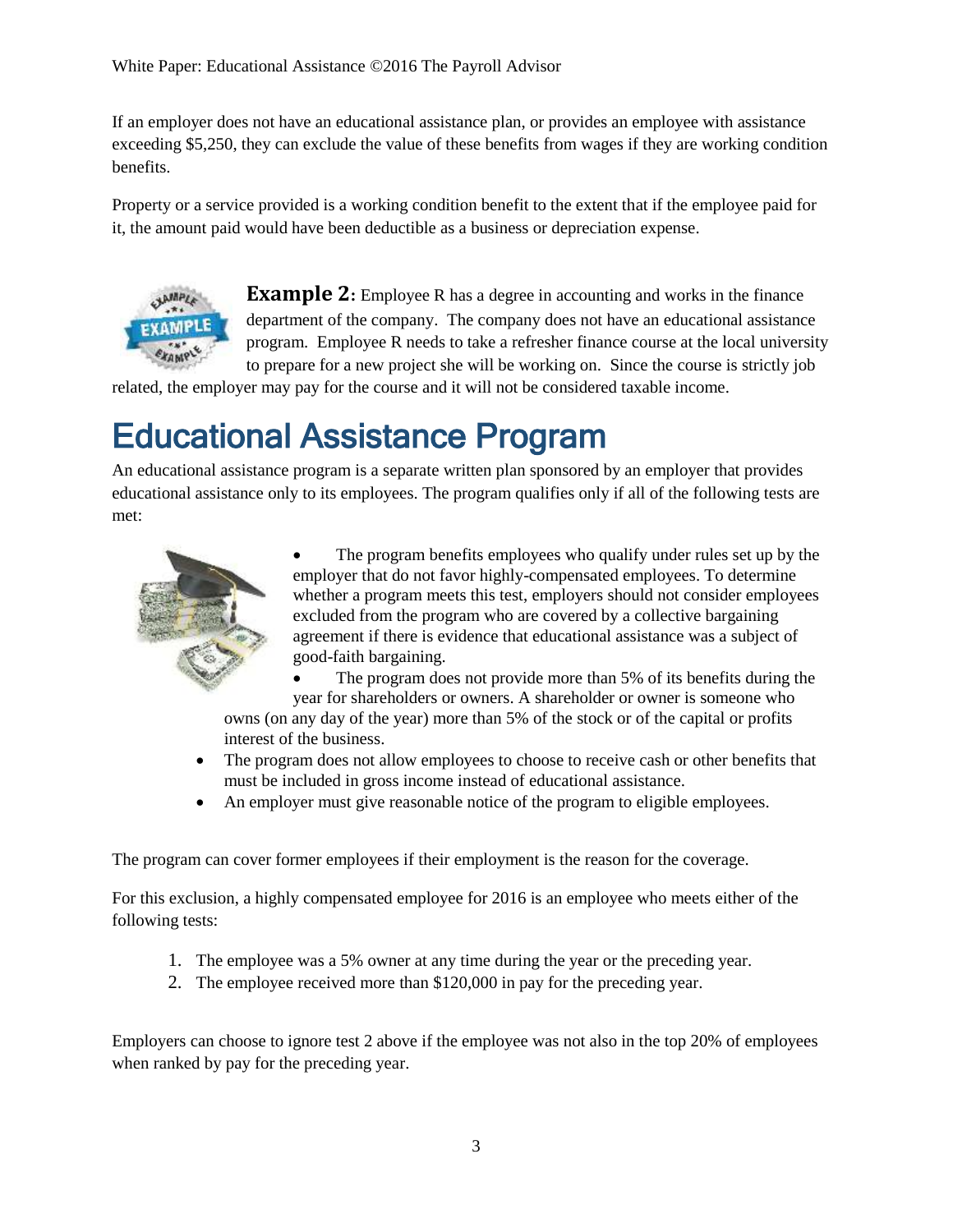If an employer does not have an educational assistance plan, or provides an employee with assistance exceeding $5,250, they can exclude the value of these benefits from wages if they are working condition benefits.

Property or a service provided is a working condition benefit to the extent that if the employee paid for it, the amount paid would have been deductible as a business or depreciation expense.

**Example 2:** Employee R has a degree in accounting and works in the finance department of the company. The company does not have an educational assistance program. Employee R needs to take a refresher finance course at the local university to prepare for a new project she will be working on. Since the course is strictly job related, the employer may pay for the course and it will not be considered taxable income.

# Educational Assistance Program

An educational assistance program is a separate written plan sponsored by an employer that provides educational assistance only to its employees. The program qualifies only if all of the following tests are met:

- The program benefits employees who qualify under rules set up by the employer that do not favor highly-compensated employees. To determine whether a program meets this test, employers should not consider employees excluded from the program who are covered by a collective bargaining agreement if there is evidence that educational assistance was a subject of good-faith bargaining.
- The program does not provide more than 5% of its benefits during the year for shareholders or owners. A shareholder or owner is someone who owns (on any day of the year) more than 5% of the stock or of the capital or profits interest of the business.
- The program does not allow employees to choose to receive cash or other benefits that must be included in gross income instead of educational assistance.
- An employer must give reasonable notice of the program to eligible employees.

The program can cover former employees if their employment is the reason for the coverage.

For this exclusion, a highly compensated employee for 2016 is an employee who meets either of the following tests:

1. The employee was a 5% owner at any time during the year or the preceding year.
2. The employee received more than $120,000 in pay for the preceding year.

Employers can choose to ignore test 2 above if the employee was not also in the top 20% of employees when ranked by pay for the preceding year.